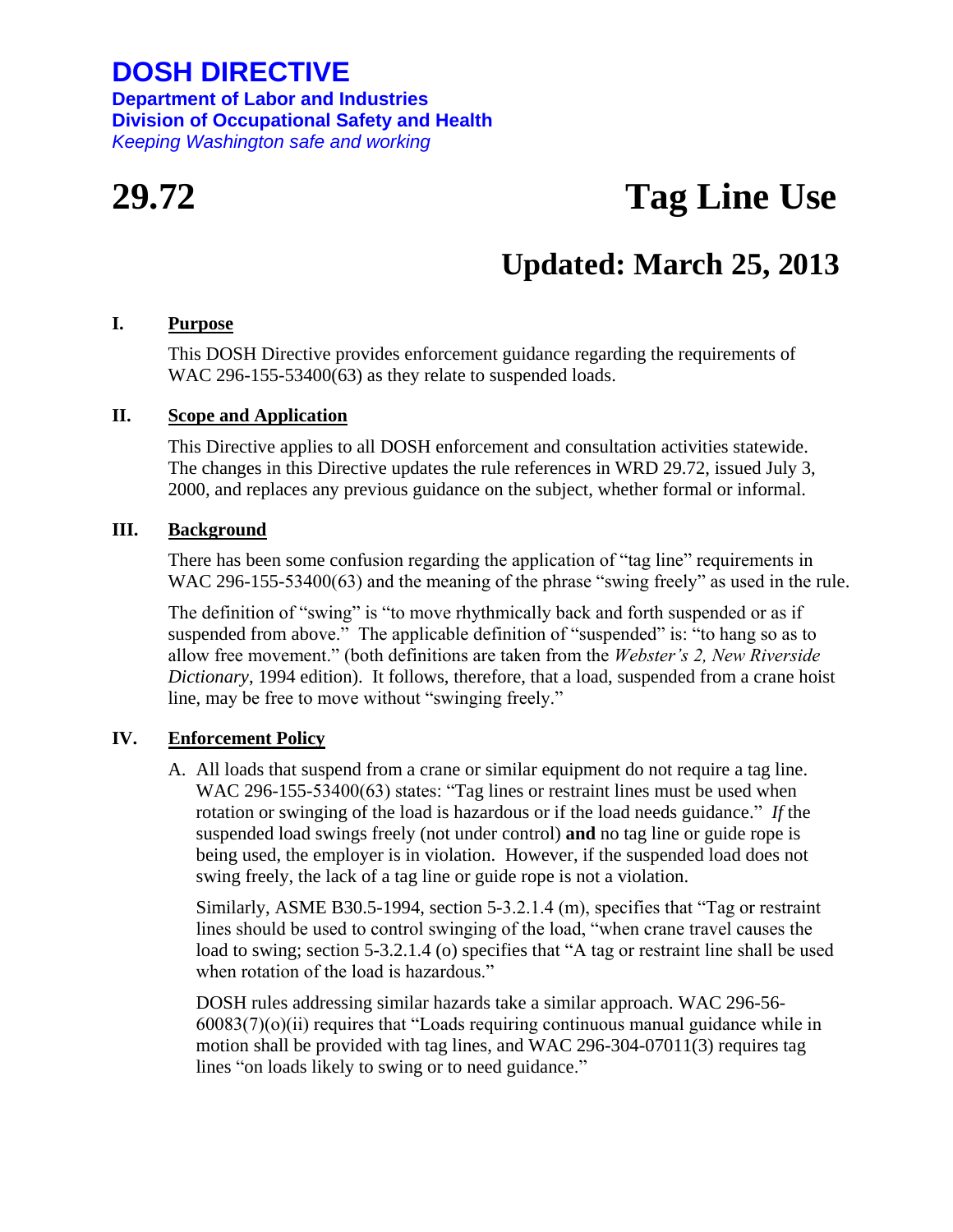# DOSH DIRECTIVE

**Department of Labor and Industries**
**Division of Occupational Safety and Health**
*Keeping Washington safe and working*

# 29.72 Tag Line Use

## Updated: March 25, 2013

### I. Purpose

This DOSH Directive provides enforcement guidance regarding the requirements of WAC 296-155-53400(63) as they relate to suspended loads.

### II. Scope and Application

This Directive applies to all DOSH enforcement and consultation activities statewide. The changes in this Directive updates the rule references in WRD 29.72, issued July 3, 2000, and replaces any previous guidance on the subject, whether formal or informal.

### III. Background

There has been some confusion regarding the application of "tag line" requirements in WAC 296-155-53400(63) and the meaning of the phrase "swing freely" as used in the rule.

The definition of "swing" is "to move rhythmically back and forth suspended or as if suspended from above." The applicable definition of "suspended" is: "to hang so as to allow free movement." (both definitions are taken from the *Webster's 2, New Riverside Dictionary*, 1994 edition). It follows, therefore, that a load, suspended from a crane hoist line, may be free to move without "swinging freely."

### IV. Enforcement Policy

A. All loads that suspend from a crane or similar equipment do not require a tag line. WAC 296-155-53400(63) states: "Tag lines or restraint lines must be used when rotation or swinging of the load is hazardous or if the load needs guidance." *If* the suspended load swings freely (not under control) **and** no tag line or guide rope is being used, the employer is in violation. However, if the suspended load does not swing freely, the lack of a tag line or guide rope is not a violation.

   Similarly, ASME B30.5-1994, section 5-3.2.1.4 (m), specifies that "Tag or restraint lines should be used to control swinging of the load, "when crane travel causes the load to swing; section 5-3.2.1.4 (o) specifies that "A tag or restraint line shall be used when rotation of the load is hazardous."

   DOSH rules addressing similar hazards take a similar approach. WAC 296-56-60083(7)(o)(ii) requires that "Loads requiring continuous manual guidance while in motion shall be provided with tag lines, and WAC 296-304-07011(3) requires tag lines "on loads likely to swing or to need guidance."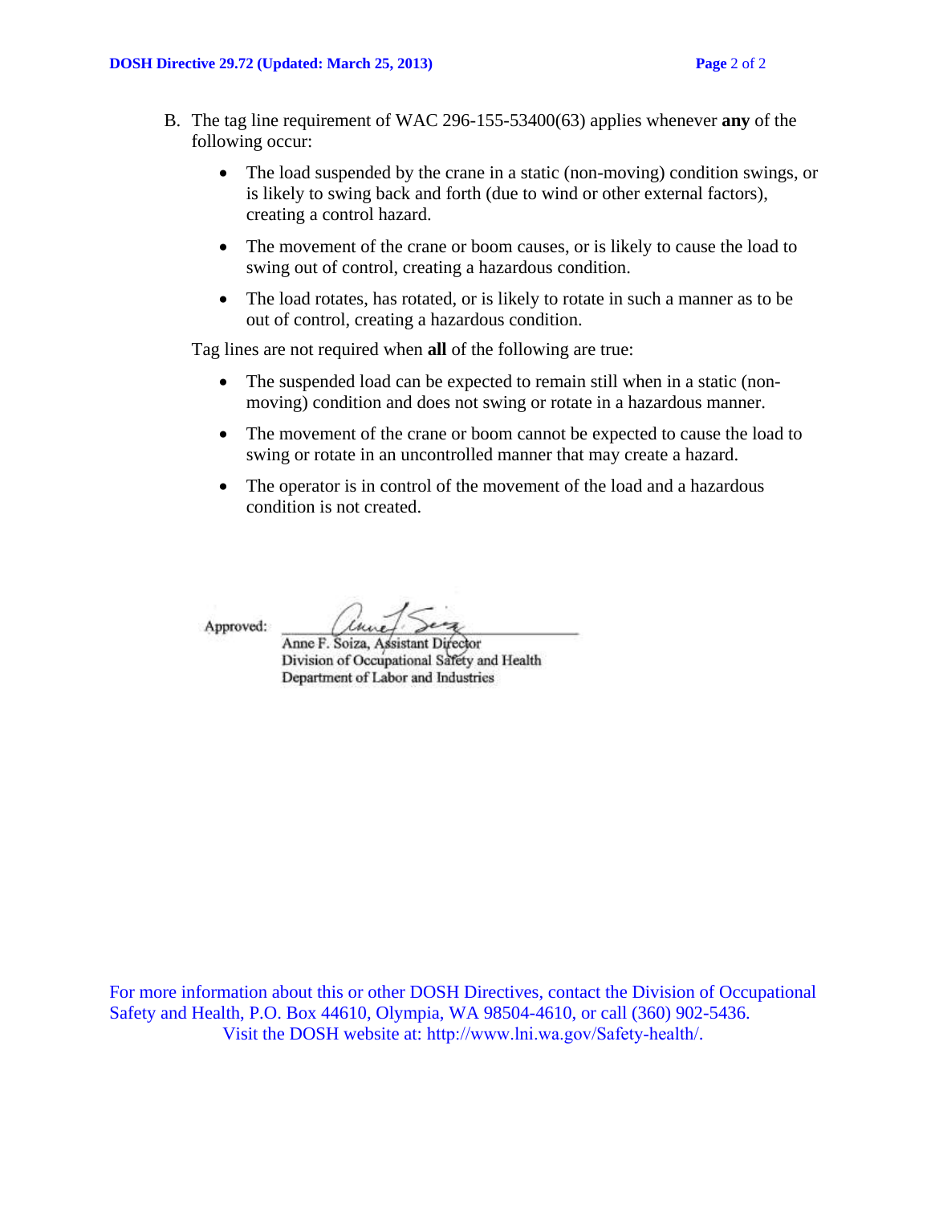B. The tag line requirement of WAC 296-155-53400(63) applies whenever **any** of the following occur:

- The load suspended by the crane in a static (non-moving) condition swings, or is likely to swing back and forth (due to wind or other external factors), creating a control hazard.
- The movement of the crane or boom causes, or is likely to cause the load to swing out of control, creating a hazardous condition.
- The load rotates, has rotated, or is likely to rotate in such a manner as to be out of control, creating a hazardous condition.

Tag lines are not required when **all** of the following are true:

- The suspended load can be expected to remain still when in a static (non-moving) condition and does not swing or rotate in a hazardous manner.
- The movement of the crane or boom cannot be expected to cause the load to swing or rotate in an uncontrolled manner that may create a hazard.
- The operator is in control of the movement of the load and a hazardous condition is not created.

Approved:

Anne F. Soiza, Assistant Director
Division of Occupational Safety and Health
Department of Labor and Industries

For more information about this or other DOSH Directives, contact the Division of Occupational Safety and Health, P.O. Box 44610, Olympia, WA 98504-4610, or call (360) 902-5436.
Visit the DOSH website at: http://www.lni.wa.gov/Safety-health/.